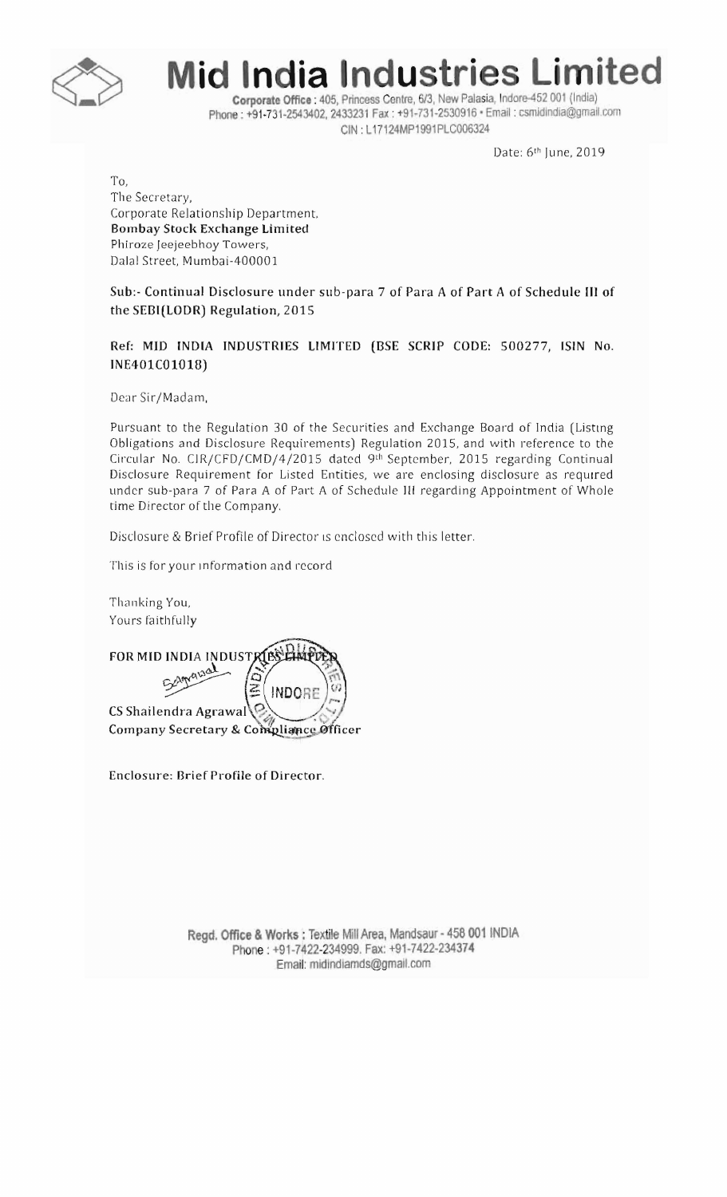# Mid India Industries Limited

**Corporate Office :** 405, Princess Centre, 6/3, New Palasia, Indore-452 001 (India)
Phone : +91-731-2543402, 2433231 Fax : +91-731-2530916 • Email : csmidindia@gmail.com
CIN : L17124MP1991PLC006324

Date: 6th June, 2019

To,
The Secretary,
Corporate Relationship Department,
**Bombay Stock Exchange Limited**
Phiroze Jeejeebhoy Towers,
Dalal Street, Mumbai-400001

**Sub:- Continual Disclosure under sub-para 7 of Para A of Part A of Schedule III of the SEBI(LODR) Regulation, 2015**

**Ref: MID INDIA INDUSTRIES LIMITED (BSE SCRIP CODE: 500277, ISIN No. INE401C01018)**

Dear Sir/Madam,

Pursuant to the Regulation 30 of the Securities and Exchange Board of India (Listing Obligations and Disclosure Requirements) Regulation 2015, and with reference to the Circular No. CIR/CFD/CMD/4/2015 dated 9th September, 2015 regarding Continual Disclosure Requirement for Listed Entities, we are enclosing disclosure as required under sub-para 7 of Para A of Part A of Schedule III regarding Appointment of Whole time Director of the Company.

Disclosure & Brief Profile of Director is enclosed with this letter.

This is for your information and record

Thanking You,
Yours faithfully

**FOR MID INDIA INDUSTRIES LIMITED**

**CS Shailendra Agrawal**
**Company Secretary & Compliance Officer**

**Enclosure: Brief Profile of Director.**

**Regd. Office & Works :** Textile Mill Area, Mandsaur - 458 001 INDIA
Phone : +91-7422-234999. Fax: +91-7422-234374
Email: midindiamds@gmail.com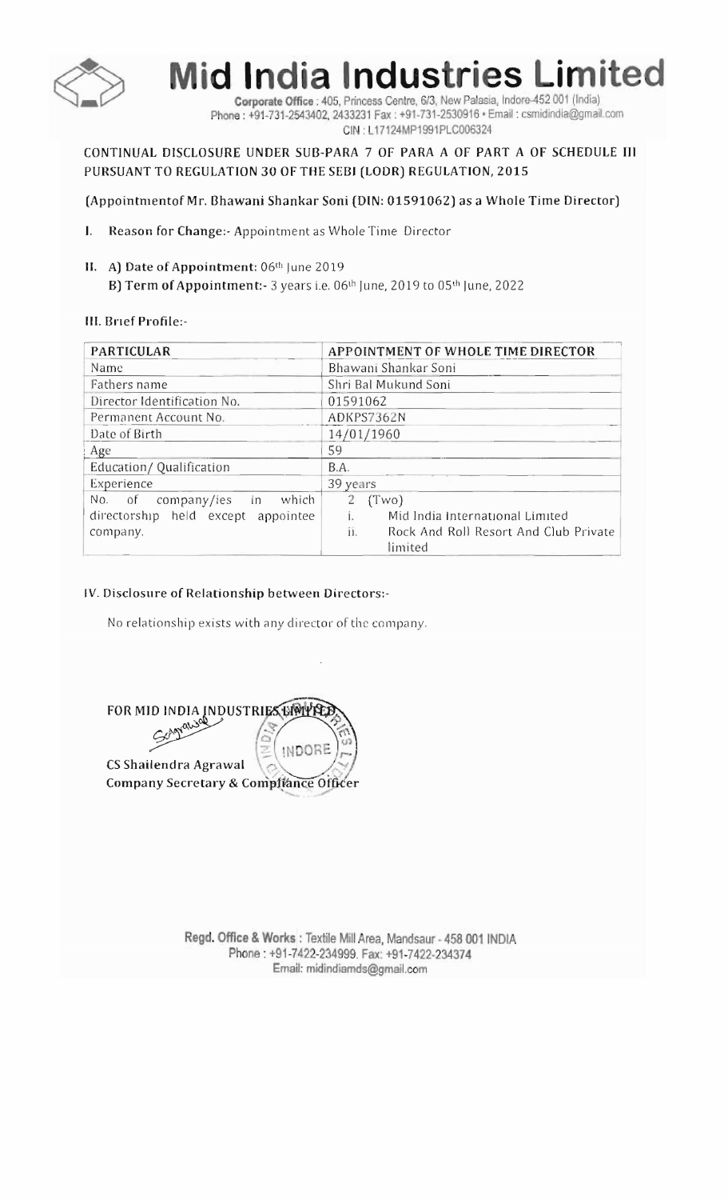# Mid India Industries Limited

**Corporate Office** : 405, Princess Centre, 6/3, New Palasia, Indore-452 001 (India)
Phone : +91-731-2543402, 2433231 Fax : +91-731-2530916 • Email : csmidindia@gmail.com
CIN : L17124MP1991PLC006324

**CONTINUAL DISCLOSURE UNDER SUB-PARA 7 OF PARA A OF PART A OF SCHEDULE III PURSUANT TO REGULATION 30 OF THE SEBI (LODR) REGULATION, 2015**

**(Appointmentof Mr. Bhawani Shankar Soni (DIN: 01591062) as a Whole Time Director)**

I. **Reason for Change:-** Appointment as Whole Time Director

II. **A) Date of Appointment:** 06th June 2019
**B) Term of Appointment:-** 3 years i.e. 06th June, 2019 to 05th June, 2022

**III. Brief Profile:-**

| PARTICULAR | APPOINTMENT OF WHOLE TIME DIRECTOR |
|---|---|
| Name | Bhawani Shankar Soni |
| Fathers name | Shri Bal Mukund Soni |
| Director Identification No. | 01591062 |
| Permanent Account No. | ADKPS7362N |
| Date of Birth | 14/01/1960 |
| Age | 59 |
| Education/ Qualification | B.A. |
| Experience | 39 years |
| No. of company/ies in which directorship held except appointee company. | 2 (Two)<br>i. Mid India International Limited<br>ii. Rock And Roll Resort And Club Private limited |

**IV. Disclosure of Relationship between Directors:-**

No relationship exists with any director of the company.

FOR MID INDIA INDUSTRIES LIMITED

CS Shailendra Agrawal
**Company Secretary & Compliance Officer**

**Regd. Office & Works** : Textile Mill Area, Mandsaur - 458 001 INDIA
Phone : +91-7422-234999. Fax: +91-7422-234374
Email: midindiamds@gmail.com